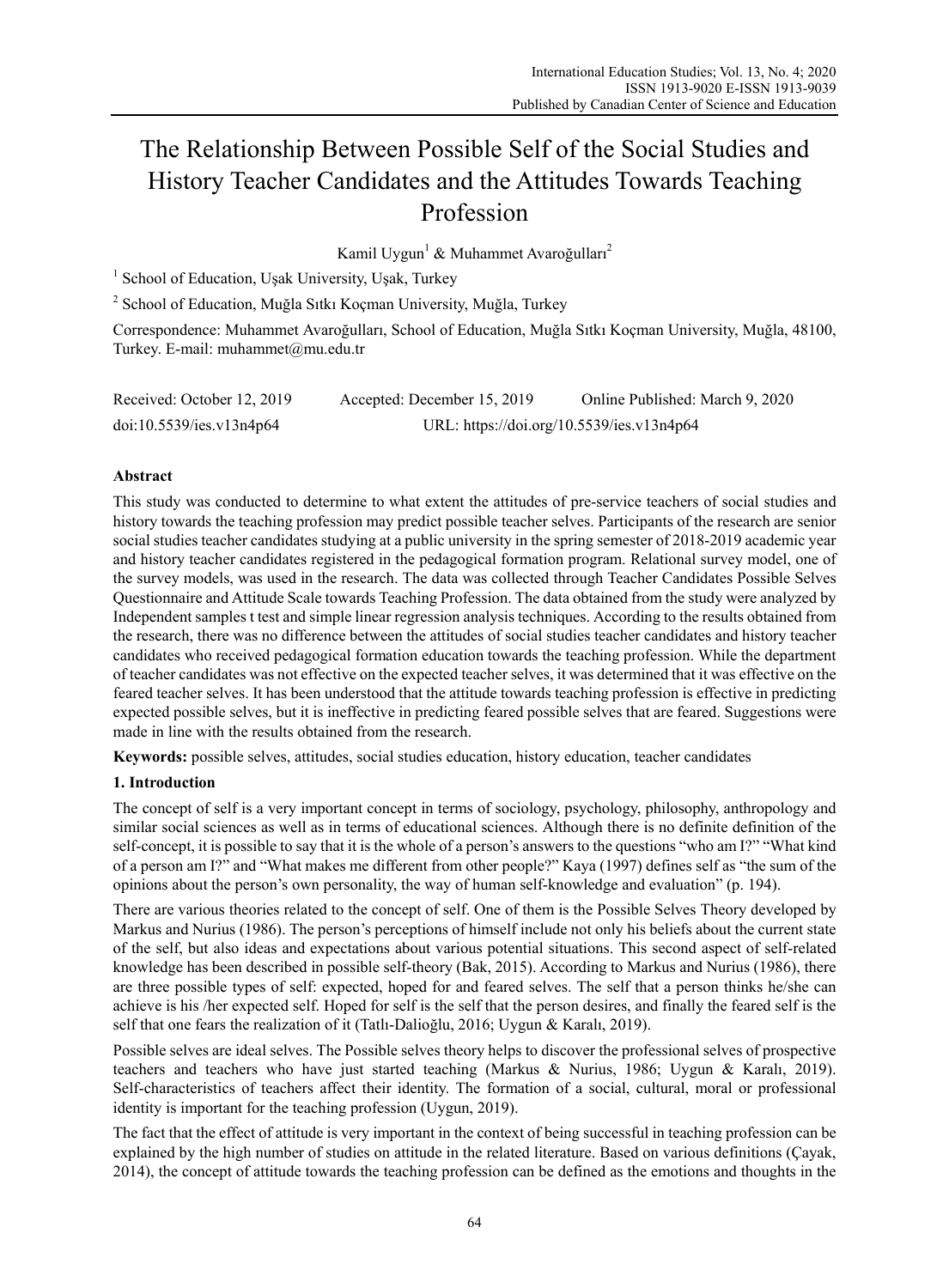# The Relationship Between Possible Self of the Social Studies and History Teacher Candidates and the Attitudes Towards Teaching Profession

Kamil Uygun[1] & Muhammet Avaroğulları[2]

[1] School of Education, Uşak University, Uşak, Turkey

[2] School of Education, Muğla Sıtkı Koçman University, Muğla, Turkey

Correspondence: Muhammet Avaroğulları, School of Education, Muğla Sıtkı Koçman University, Muğla, 48100, Turkey. E-mail: muhammet@mu.edu.tr

Received: October 12, 2019 Accepted: December 15, 2019 Online Published: March 9, 2020

doi:10.5539/ies.v13n4p64 URL: https://doi.org/10.5539/ies.v13n4p64

## Abstract

This study was conducted to determine to what extent the attitudes of pre-service teachers of social studies and history towards the teaching profession may predict possible teacher selves. Participants of the research are senior social studies teacher candidates studying at a public university in the spring semester of 2018-2019 academic year and history teacher candidates registered in the pedagogical formation program. Relational survey model, one of the survey models, was used in the research. The data was collected through Teacher Candidates Possible Selves Questionnaire and Attitude Scale towards Teaching Profession. The data obtained from the study were analyzed by Independent samples t test and simple linear regression analysis techniques. According to the results obtained from the research, there was no difference between the attitudes of social studies teacher candidates and history teacher candidates who received pedagogical formation education towards the teaching profession. While the department of teacher candidates was not effective on the expected teacher selves, it was determined that it was effective on the feared teacher selves. It has been understood that the attitude towards teaching profession is effective in predicting expected possible selves, but it is ineffective in predicting feared possible selves that are feared. Suggestions were made in line with the results obtained from the research.

**Keywords:** possible selves, attitudes, social studies education, history education, teacher candidates

## 1. Introduction

The concept of self is a very important concept in terms of sociology, psychology, philosophy, anthropology and similar social sciences as well as in terms of educational sciences. Although there is no definite definition of the self-concept, it is possible to say that it is the whole of a person's answers to the questions "who am I?" "What kind of a person am I?" and "What makes me different from other people?" Kaya (1997) defines self as "the sum of the opinions about the person's own personality, the way of human self-knowledge and evaluation" (p. 194).

There are various theories related to the concept of self. One of them is the Possible Selves Theory developed by Markus and Nurius (1986). The person's perceptions of himself include not only his beliefs about the current state of the self, but also ideas and expectations about various potential situations. This second aspect of self-related knowledge has been described in possible self-theory (Bak, 2015). According to Markus and Nurius (1986), there are three possible types of self: expected, hoped for and feared selves. The self that a person thinks he/she can achieve is his /her expected self. Hoped for self is the self that the person desires, and finally the feared self is the self that one fears the realization of it (Tatlı-Dalioğlu, 2016; Uygun & Karalı, 2019).

Possible selves are ideal selves. The Possible selves theory helps to discover the professional selves of prospective teachers and teachers who have just started teaching (Markus & Nurius, 1986; Uygun & Karalı, 2019). Self-characteristics of teachers affect their identity. The formation of a social, cultural, moral or professional identity is important for the teaching profession (Uygun, 2019).

The fact that the effect of attitude is very important in the context of being successful in teaching profession can be explained by the high number of studies on attitude in the related literature. Based on various definitions (Çayak, 2014), the concept of attitude towards the teaching profession can be defined as the emotions and thoughts in the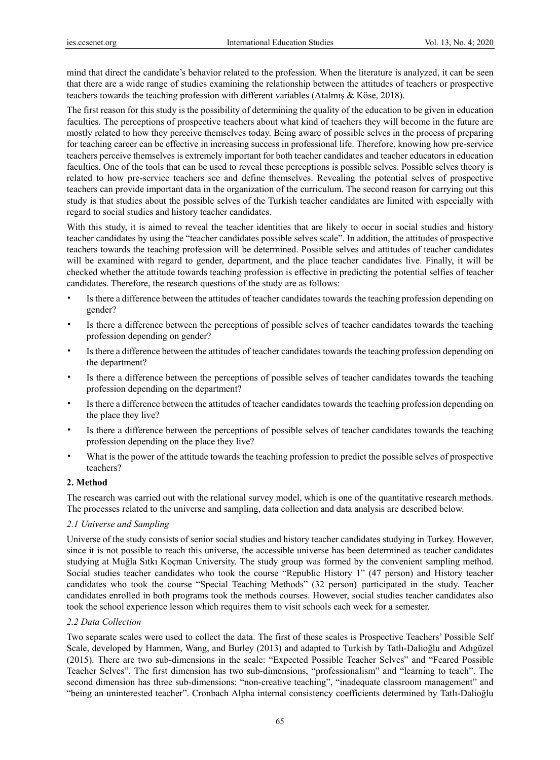mind that direct the candidate's behavior related to the profession. When the literature is analyzed, it can be seen that there are a wide range of studies examining the relationship between the attitudes of teachers or prospective teachers towards the teaching profession with different variables (Atalmış & Köse, 2018).

The first reason for this study is the possibility of determining the quality of the education to be given in education faculties. The perceptions of prospective teachers about what kind of teachers they will become in the future are mostly related to how they perceive themselves today. Being aware of possible selves in the process of preparing for teaching career can be effective in increasing success in professional life. Therefore, knowing how pre-service teachers perceive themselves is extremely important for both teacher candidates and teacher educators in education faculties. One of the tools that can be used to reveal these perceptions is possible selves. Possible selves theory is related to how pre-service teachers see and define themselves. Revealing the potential selves of prospective teachers can provide important data in the organization of the curriculum. The second reason for carrying out this study is that studies about the possible selves of the Turkish teacher candidates are limited with especially with regard to social studies and history teacher candidates.

With this study, it is aimed to reveal the teacher identities that are likely to occur in social studies and history teacher candidates by using the "teacher candidates possible selves scale". In addition, the attitudes of prospective teachers towards the teaching profession will be determined. Possible selves and attitudes of teacher candidates will be examined with regard to gender, department, and the place teacher candidates live. Finally, it will be checked whether the attitude towards teaching profession is effective in predicting the potential selfies of teacher candidates. Therefore, the research questions of the study are as follows:

- Is there a difference between the attitudes of teacher candidates towards the teaching profession depending on gender?
- Is there a difference between the perceptions of possible selves of teacher candidates towards the teaching profession depending on gender?
- Is there a difference between the attitudes of teacher candidates towards the teaching profession depending on the department?
- Is there a difference between the perceptions of possible selves of teacher candidates towards the teaching profession depending on the department?
- Is there a difference between the attitudes of teacher candidates towards the teaching profession depending on the place they live?
- Is there a difference between the perceptions of possible selves of teacher candidates towards the teaching profession depending on the place they live?
- What is the power of the attitude towards the teaching profession to predict the possible selves of prospective teachers?

## 2. Method

The research was carried out with the relational survey model, which is one of the quantitative research methods. The processes related to the universe and sampling, data collection and data analysis are described below.

### *2.1 Universe and Sampling*

Universe of the study consists of senior social studies and history teacher candidates studying in Turkey. However, since it is not possible to reach this universe, the accessible universe has been determined as teacher candidates studying at Muğla Sıtkı Koçman University. The study group was formed by the convenient sampling method. Social studies teacher candidates who took the course "Republic History 1" (47 person) and History teacher candidates who took the course "Special Teaching Methods" (32 person) participated in the study. Teacher candidates enrolled in both programs took the methods courses. However, social studies teacher candidates also took the school experience lesson which requires them to visit schools each week for a semester.

### *2.2 Data Collection*

Two separate scales were used to collect the data. The first of these scales is Prospective Teachers' Possible Self Scale, developed by Hammen, Wang, and Burley (2013) and adapted to Turkish by Tatlı-Dalioğlu and Adıgüzel (2015). There are two sub-dimensions in the scale: "Expected Possible Teacher Selves" and "Feared Possible Teacher Selves". The first dimension has two sub-dimensions, "professionalism" and "learning to teach". The second dimension has three sub-dimensions: "non-creative teaching", "inadequate classroom management" and "being an uninterested teacher". Cronbach Alpha internal consistency coefficients determined by Tatlı-Dalioğlu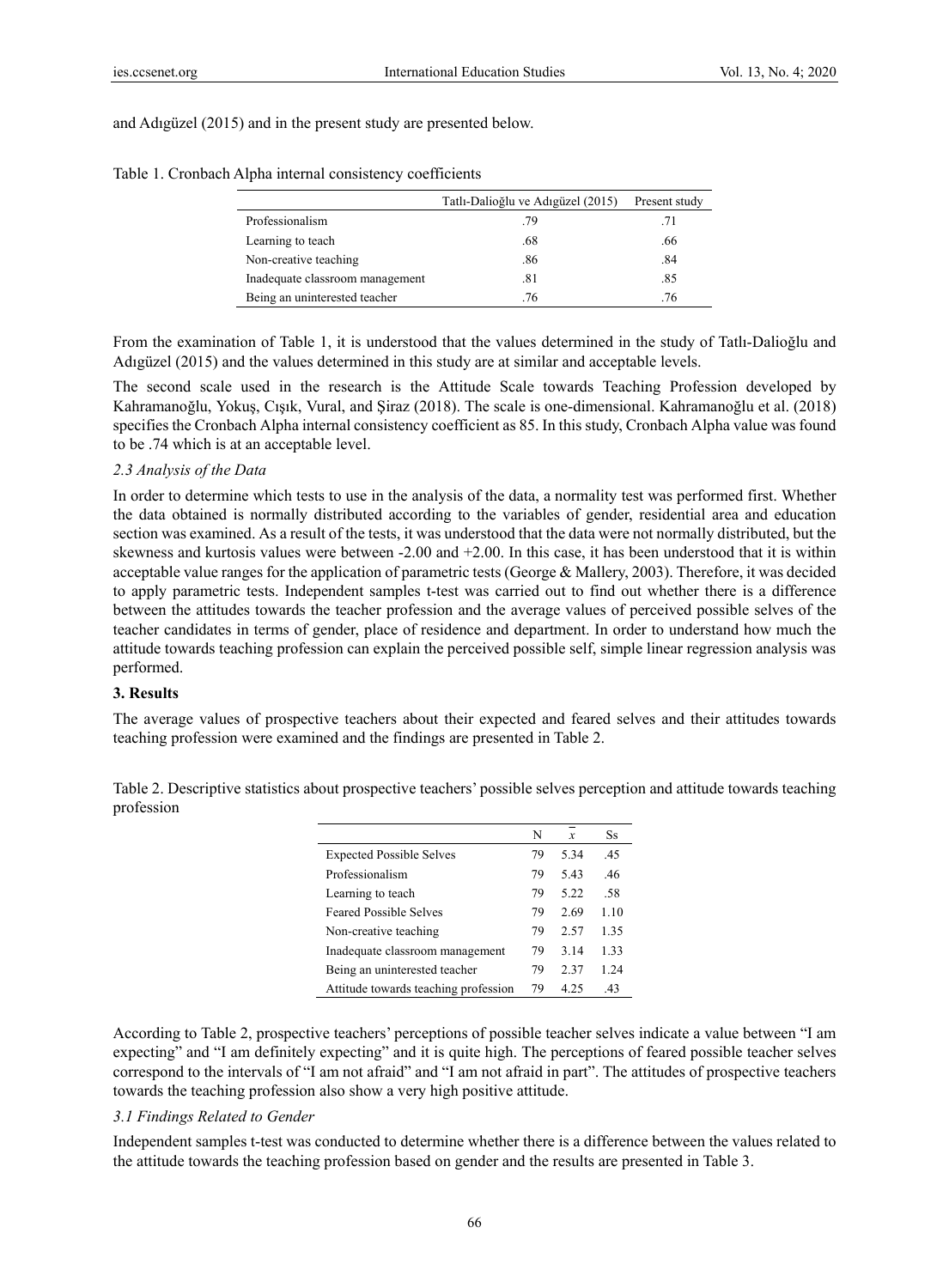and Adıgüzel (2015) and in the present study are presented below.

Table 1. Cronbach Alpha internal consistency coefficients

| | Tatlı-Dalioğlu ve Adıgüzel (2015) | Present study |
|---|---|---|
| Professionalism | .79 | .71 |
| Learning to teach | .68 | .66 |
| Non-creative teaching | .86 | .84 |
| Inadequate classroom management | .81 | .85 |
| Being an uninterested teacher | .76 | .76 |

From the examination of Table 1, it is understood that the values determined in the study of Tatlı-Dalioğlu and Adıgüzel (2015) and the values determined in this study are at similar and acceptable levels.

The second scale used in the research is the Attitude Scale towards Teaching Profession developed by Kahramanoğlu, Yokuş, Cışık, Vural, and Şiraz (2018). The scale is one-dimensional. Kahramanoğlu et al. (2018) specifies the Cronbach Alpha internal consistency coefficient as 85. In this study, Cronbach Alpha value was found to be .74 which is at an acceptable level.

### *2.3 Analysis of the Data*

In order to determine which tests to use in the analysis of the data, a normality test was performed first. Whether the data obtained is normally distributed according to the variables of gender, residential area and education section was examined. As a result of the tests, it was understood that the data were not normally distributed, but the skewness and kurtosis values were between -2.00 and +2.00. In this case, it has been understood that it is within acceptable value ranges for the application of parametric tests (George & Mallery, 2003). Therefore, it was decided to apply parametric tests. Independent samples t-test was carried out to find out whether there is a difference between the attitudes towards the teacher profession and the average values of perceived possible selves of the teacher candidates in terms of gender, place of residence and department. In order to understand how much the attitude towards teaching profession can explain the perceived possible self, simple linear regression analysis was performed.

## **3. Results**

The average values of prospective teachers about their expected and feared selves and their attitudes towards teaching profession were examined and the findings are presented in Table 2.

Table 2. Descriptive statistics about prospective teachers' possible selves perception and attitude towards teaching profession

| | N | $\bar{x}$ | Ss |
|---|---|---|---|
| Expected Possible Selves | 79 | 5.34 | .45 |
| Professionalism | 79 | 5.43 | .46 |
| Learning to teach | 79 | 5.22 | .58 |
| Feared Possible Selves | 79 | 2.69 | 1.10 |
| Non-creative teaching | 79 | 2.57 | 1.35 |
| Inadequate classroom management | 79 | 3.14 | 1.33 |
| Being an uninterested teacher | 79 | 2.37 | 1.24 |
| Attitude towards teaching profession | 79 | 4.25 | .43 |

According to Table 2, prospective teachers' perceptions of possible teacher selves indicate a value between "I am expecting" and "I am definitely expecting" and it is quite high. The perceptions of feared possible teacher selves correspond to the intervals of "I am not afraid" and "I am not afraid in part". The attitudes of prospective teachers towards the teaching profession also show a very high positive attitude.

### *3.1 Findings Related to Gender*

Independent samples t-test was conducted to determine whether there is a difference between the values related to the attitude towards the teaching profession based on gender and the results are presented in Table 3.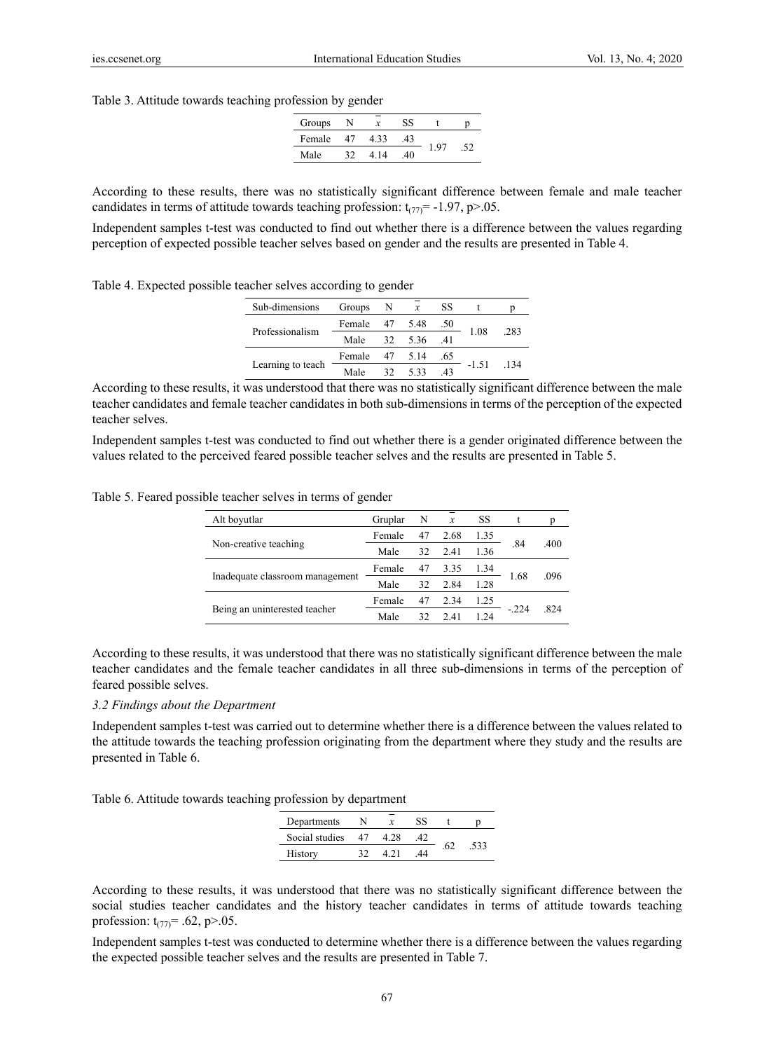Table 3. Attitude towards teaching profession by gender

| Groups | N | $\bar{x}$ | SS | t | p |
|---|---|---|---|---|---|
| Female | 47 | 4.33 | .43 | 1.97 | .52 |
| Male | 32 | 4.14 | .40 | | |

According to these results, there was no statistically significant difference between female and male teacher candidates in terms of attitude towards teaching profession: $t_{(77)}$= -1.97, p>.05.

Independent samples t-test was conducted to find out whether there is a difference between the values regarding perception of expected possible teacher selves based on gender and the results are presented in Table 4.

Table 4. Expected possible teacher selves according to gender

| Sub-dimensions | Groups | N | $\bar{x}$ | SS | t | p |
|---|---|---|---|---|---|---|
| Professionalism | Female | 47 | 5.48 | .50 | 1.08 | .283 |
| | Male | 32 | 5.36 | .41 | | |
| Learning to teach | Female | 47 | 5.14 | .65 | -1.51 | .134 |
| | Male | 32 | 5.33 | .43 | | |

According to these results, it was understood that there was no statistically significant difference between the male teacher candidates and female teacher candidates in both sub-dimensions in terms of the perception of the expected teacher selves.

Independent samples t-test was conducted to find out whether there is a gender originated difference between the values related to the perceived feared possible teacher selves and the results are presented in Table 5.

Table 5. Feared possible teacher selves in terms of gender

| Alt boyutlar | Gruplar | N | $\bar{x}$ | SS | t | p |
|---|---|---|---|---|---|---|
| Non-creative teaching | Female | 47 | 2.68 | 1.35 | .84 | .400 |
| | Male | 32 | 2.41 | 1.36 | | |
| Inadequate classroom management | Female | 47 | 3.35 | 1.34 | 1.68 | .096 |
| | Male | 32 | 2.84 | 1.28 | | |
| Being an uninterested teacher | Female | 47 | 2.34 | 1.25 | -.224 | .824 |
| | Male | 32 | 2.41 | 1.24 | | |

According to these results, it was understood that there was no statistically significant difference between the male teacher candidates and the female teacher candidates in all three sub-dimensions in terms of the perception of feared possible selves.

### *3.2 Findings about the Department*

Independent samples t-test was carried out to determine whether there is a difference between the values related to the attitude towards the teaching profession originating from the department where they study and the results are presented in Table 6.

Table 6. Attitude towards teaching profession by department

| Departments | N | $\bar{x}$ | SS | t | p |
|---|---|---|---|---|---|
| Social studies | 47 | 4.28 | .42 | .62 | .533 |
| History | 32 | 4.21 | .44 | | |

According to these results, it was understood that there was no statistically significant difference between the social studies teacher candidates and the history teacher candidates in terms of attitude towards teaching profession: $t_{(77)}$= .62, p>.05.

Independent samples t-test was conducted to determine whether there is a difference between the values regarding the expected possible teacher selves and the results are presented in Table 7.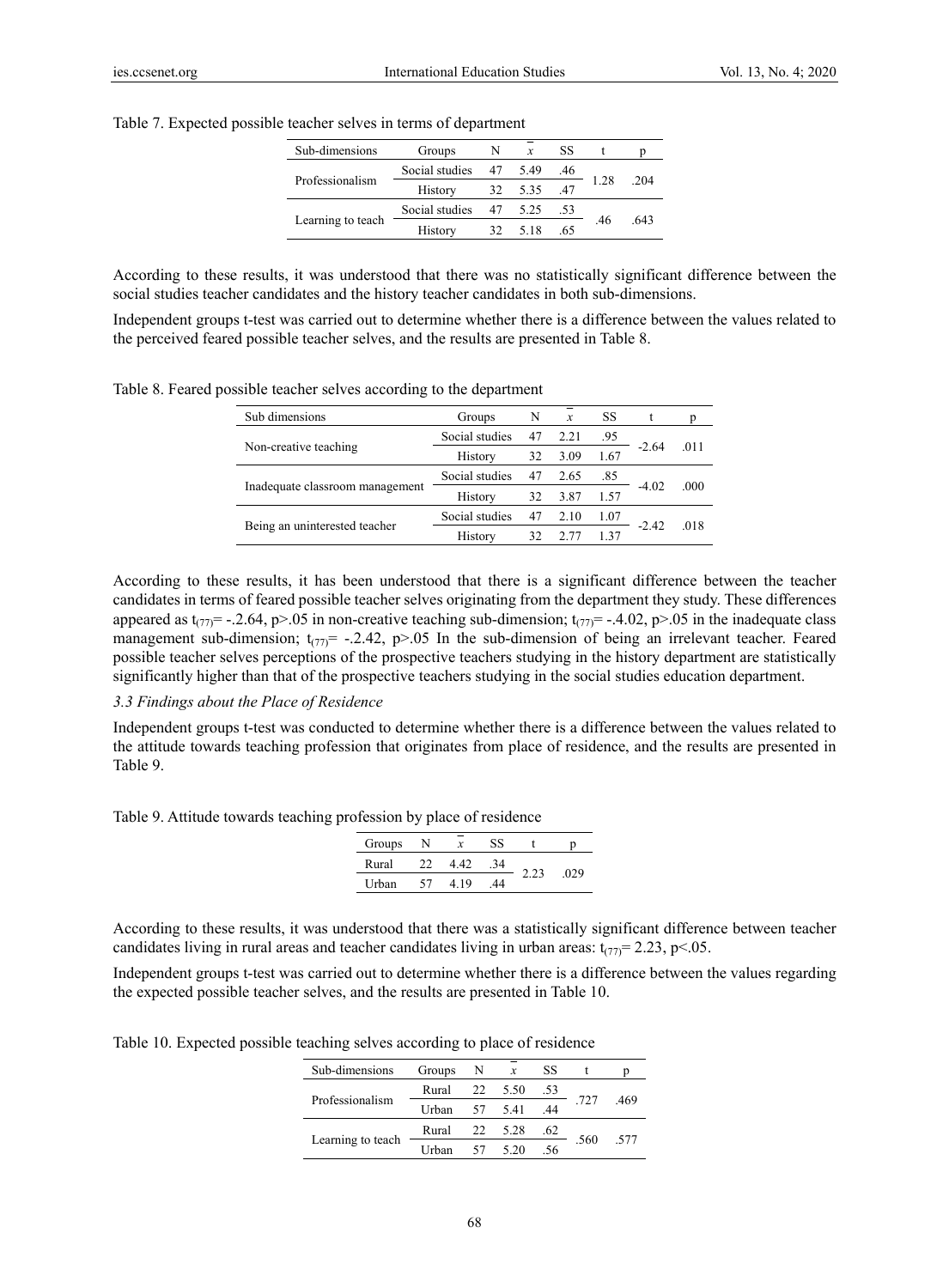Table 7. Expected possible teacher selves in terms of department

| Sub-dimensions | Groups | N | $\bar{x}$ | SS | t | p |
|---|---|---|---|---|---|---|
| Professionalism | Social studies | 47 | 5.49 | .46 | 1.28 | .204 |
| | History | 32 | 5.35 | .47 | | |
| Learning to teach | Social studies | 47 | 5.25 | .53 | .46 | .643 |
| | History | 32 | 5.18 | .65 | | |

According to these results, it was understood that there was no statistically significant difference between the social studies teacher candidates and the history teacher candidates in both sub-dimensions.

Independent groups t-test was carried out to determine whether there is a difference between the values related to the perceived feared possible teacher selves, and the results are presented in Table 8.

Table 8. Feared possible teacher selves according to the department

| Sub dimensions | Groups | N | $\bar{x}$ | SS | t | p |
|---|---|---|---|---|---|---|
| Non-creative teaching | Social studies | 47 | 2.21 | .95 | -2.64 | .011 |
| | History | 32 | 3.09 | 1.67 | | |
| Inadequate classroom management | Social studies | 47 | 2.65 | .85 | -4.02 | .000 |
| | History | 32 | 3.87 | 1.57 | | |
| Being an uninterested teacher | Social studies | 47 | 2.10 | 1.07 | -2.42 | .018 |
| | History | 32 | 2.77 | 1.37 | | |

According to these results, it has been understood that there is a significant difference between the teacher candidates in terms of feared possible teacher selves originating from the department they study. These differences appeared as $t_{(77)}$= -.2.64, p>.05 in non-creative teaching sub-dimension; $t_{(77)}$= -.4.02, p>.05 in the inadequate class management sub-dimension; $t_{(77)}$= -.2.42, p>.05 In the sub-dimension of being an irrelevant teacher. Feared possible teacher selves perceptions of the prospective teachers studying in the history department are statistically significantly higher than that of the prospective teachers studying in the social studies education department.

### *3.3 Findings about the Place of Residence*

Independent groups t-test was conducted to determine whether there is a difference between the values related to the attitude towards teaching profession that originates from place of residence, and the results are presented in Table 9.

Table 9. Attitude towards teaching profession by place of residence

| Groups | N | $\bar{x}$ | SS | t | p |
|---|---|---|---|---|---|
| Rural | 22 | 4.42 | .34 | 2.23 | .029 |
| Urban | 57 | 4.19 | .44 | | |

According to these results, it was understood that there was a statistically significant difference between teacher candidates living in rural areas and teacher candidates living in urban areas: $t_{(77)}$= 2.23, p<.05.

Independent groups t-test was carried out to determine whether there is a difference between the values regarding the expected possible teacher selves, and the results are presented in Table 10.

Table 10. Expected possible teaching selves according to place of residence

| Sub-dimensions | Groups | N | $\bar{x}$ | SS | t | p |
|---|---|---|---|---|---|---|
| Professionalism | Rural | 22 | 5.50 | .53 | .727 | .469 |
| | Urban | 57 | 5.41 | .44 | | |
| Learning to teach | Rural | 22 | 5.28 | .62 | .560 | .577 |
| | Urban | 57 | 5.20 | .56 | | |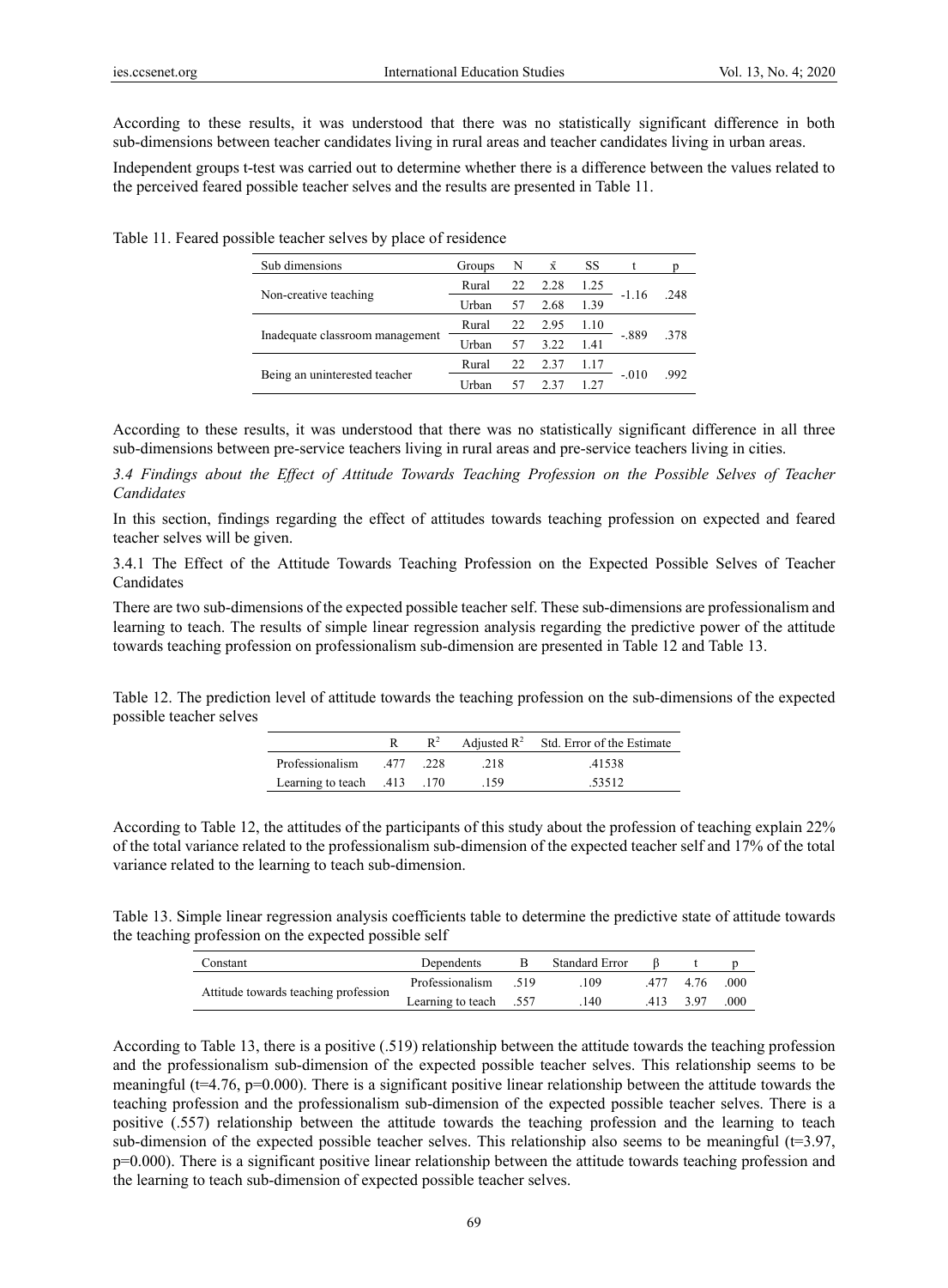According to these results, it was understood that there was no statistically significant difference in both sub-dimensions between teacher candidates living in rural areas and teacher candidates living in urban areas.

Independent groups t-test was carried out to determine whether there is a difference between the values related to the perceived feared possible teacher selves and the results are presented in Table 11.

Table 11. Feared possible teacher selves by place of residence

| Sub dimensions | Groups | N | x̄ | SS | t | p |
|---|---|---|---|---|---|---|
| Non-creative teaching | Rural | 22 | 2.28 | 1.25 | -1.16 | .248 |
| | Urban | 57 | 2.68 | 1.39 | | |
| Inadequate classroom management | Rural | 22 | 2.95 | 1.10 | -.889 | .378 |
| | Urban | 57 | 3.22 | 1.41 | | |
| Being an uninterested teacher | Rural | 22 | 2.37 | 1.17 | -.010 | .992 |
| | Urban | 57 | 2.37 | 1.27 | | |

According to these results, it was understood that there was no statistically significant difference in all three sub-dimensions between pre-service teachers living in rural areas and pre-service teachers living in cities.

### *3.4 Findings about the Effect of Attitude Towards Teaching Profession on the Possible Selves of Teacher Candidates*

In this section, findings regarding the effect of attitudes towards teaching profession on expected and feared teacher selves will be given.

#### 3.4.1 The Effect of the Attitude Towards Teaching Profession on the Expected Possible Selves of Teacher Candidates

There are two sub-dimensions of the expected possible teacher self. These sub-dimensions are professionalism and learning to teach. The results of simple linear regression analysis regarding the predictive power of the attitude towards teaching profession on professionalism sub-dimension are presented in Table 12 and Table 13.

Table 12. The prediction level of attitude towards the teaching profession on the sub-dimensions of the expected possible teacher selves

| | R | $R^2$ | Adjusted $R^2$ | Std. Error of the Estimate |
|---|---|---|---|---|
| Professionalism | .477 | .228 | .218 | .41538 |
| Learning to teach | .413 | .170 | .159 | .53512 |

According to Table 12, the attitudes of the participants of this study about the profession of teaching explain 22% of the total variance related to the professionalism sub-dimension of the expected teacher self and 17% of the total variance related to the learning to teach sub-dimension.

Table 13. Simple linear regression analysis coefficients table to determine the predictive state of attitude towards the teaching profession on the expected possible self

| Constant | Dependents | B | Standard Error | β | t | p |
|---|---|---|---|---|---|---|
| Attitude towards teaching profession | Professionalism | .519 | .109 | .477 | 4.76 | .000 |
| | Learning to teach | .557 | .140 | .413 | 3.97 | .000 |

According to Table 13, there is a positive (.519) relationship between the attitude towards the teaching profession and the professionalism sub-dimension of the expected possible teacher selves. This relationship seems to be meaningful (t=4.76, p=0.000). There is a significant positive linear relationship between the attitude towards the teaching profession and the professionalism sub-dimension of the expected possible teacher selves. There is a positive (.557) relationship between the attitude towards the teaching profession and the learning to teach sub-dimension of the expected possible teacher selves. This relationship also seems to be meaningful (t=3.97, p=0.000). There is a significant positive linear relationship between the attitude towards teaching profession and the learning to teach sub-dimension of expected possible teacher selves.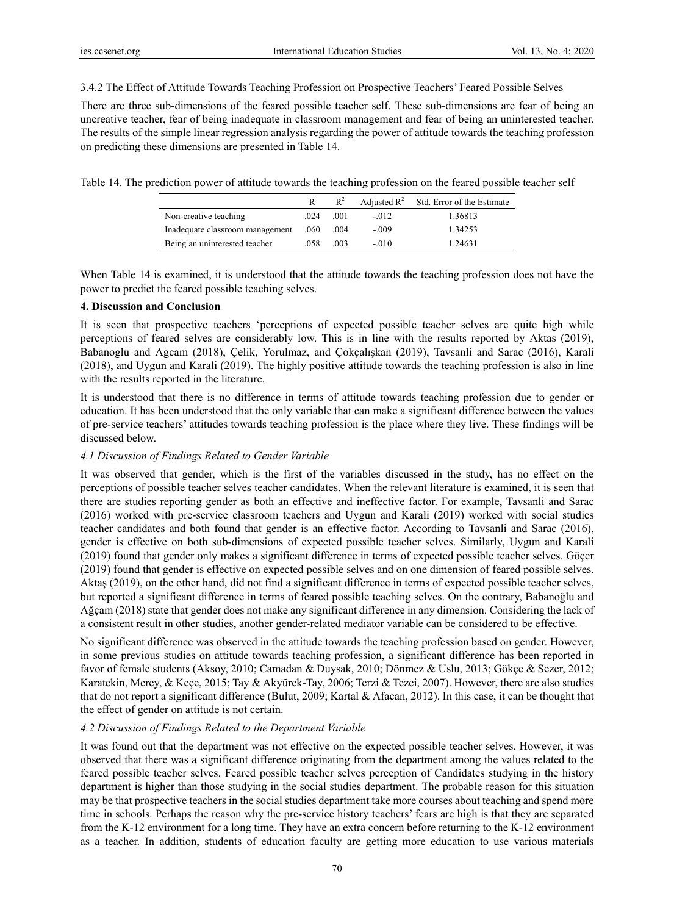3.4.2 The Effect of Attitude Towards Teaching Profession on Prospective Teachers' Feared Possible Selves

There are three sub-dimensions of the feared possible teacher self. These sub-dimensions are fear of being an uncreative teacher, fear of being inadequate in classroom management and fear of being an uninterested teacher. The results of the simple linear regression analysis regarding the power of attitude towards the teaching profession on predicting these dimensions are presented in Table 14.

Table 14. The prediction power of attitude towards the teaching profession on the feared possible teacher self

| | R | $R^2$ | Adjusted $R^2$ | Std. Error of the Estimate |
|---|---|---|---|---|
| Non-creative teaching | .024 | .001 | -.012 | 1.36813 |
| Inadequate classroom management | .060 | .004 | -.009 | 1.34253 |
| Being an uninterested teacher | .058 | .003 | -.010 | 1.24631 |

When Table 14 is examined, it is understood that the attitude towards the teaching profession does not have the power to predict the feared possible teaching selves.

## 4. Discussion and Conclusion

It is seen that prospective teachers 'perceptions of expected possible teacher selves are quite high while perceptions of feared selves are considerably low. This is in line with the results reported by Aktas (2019), Babanoglu and Agcam (2018), Çelik, Yorulmaz, and Çokçalışkan (2019), Tavsanli and Sarac (2016), Karali (2018), and Uygun and Karali (2019). The highly positive attitude towards the teaching profession is also in line with the results reported in the literature.

It is understood that there is no difference in terms of attitude towards teaching profession due to gender or education. It has been understood that the only variable that can make a significant difference between the values of pre-service teachers' attitudes towards teaching profession is the place where they live. These findings will be discussed below.

### *4.1 Discussion of Findings Related to Gender Variable*

It was observed that gender, which is the first of the variables discussed in the study, has no effect on the perceptions of possible teacher selves teacher candidates. When the relevant literature is examined, it is seen that there are studies reporting gender as both an effective and ineffective factor. For example, Tavsanli and Sarac (2016) worked with pre-service classroom teachers and Uygun and Karali (2019) worked with social studies teacher candidates and both found that gender is an effective factor. According to Tavsanli and Sarac (2016), gender is effective on both sub-dimensions of expected possible teacher selves. Similarly, Uygun and Karali (2019) found that gender only makes a significant difference in terms of expected possible teacher selves. Göçer (2019) found that gender is effective on expected possible selves and on one dimension of feared possible selves. Aktaş (2019), on the other hand, did not find a significant difference in terms of expected possible teacher selves, but reported a significant difference in terms of feared possible teaching selves. On the contrary, Babanoğlu and Ağçam (2018) state that gender does not make any significant difference in any dimension. Considering the lack of a consistent result in other studies, another gender-related mediator variable can be considered to be effective.

No significant difference was observed in the attitude towards the teaching profession based on gender. However, in some previous studies on attitude towards teaching profession, a significant difference has been reported in favor of female students (Aksoy, 2010; Camadan & Duysak, 2010; Dönmez & Uslu, 2013; Gökçe & Sezer, 2012; Karatekin, Merey, & Keçe, 2015; Tay & Akyürek-Tay, 2006; Terzi & Tezci, 2007). However, there are also studies that do not report a significant difference (Bulut, 2009; Kartal & Afacan, 2012). In this case, it can be thought that the effect of gender on attitude is not certain.

### *4.2 Discussion of Findings Related to the Department Variable*

It was found out that the department was not effective on the expected possible teacher selves. However, it was observed that there was a significant difference originating from the department among the values related to the feared possible teacher selves. Feared possible teacher selves perception of Candidates studying in the history department is higher than those studying in the social studies department. The probable reason for this situation may be that prospective teachers in the social studies department take more courses about teaching and spend more time in schools. Perhaps the reason why the pre-service history teachers' fears are high is that they are separated from the K-12 environment for a long time. They have an extra concern before returning to the K-12 environment as a teacher. In addition, students of education faculty are getting more education to use various materials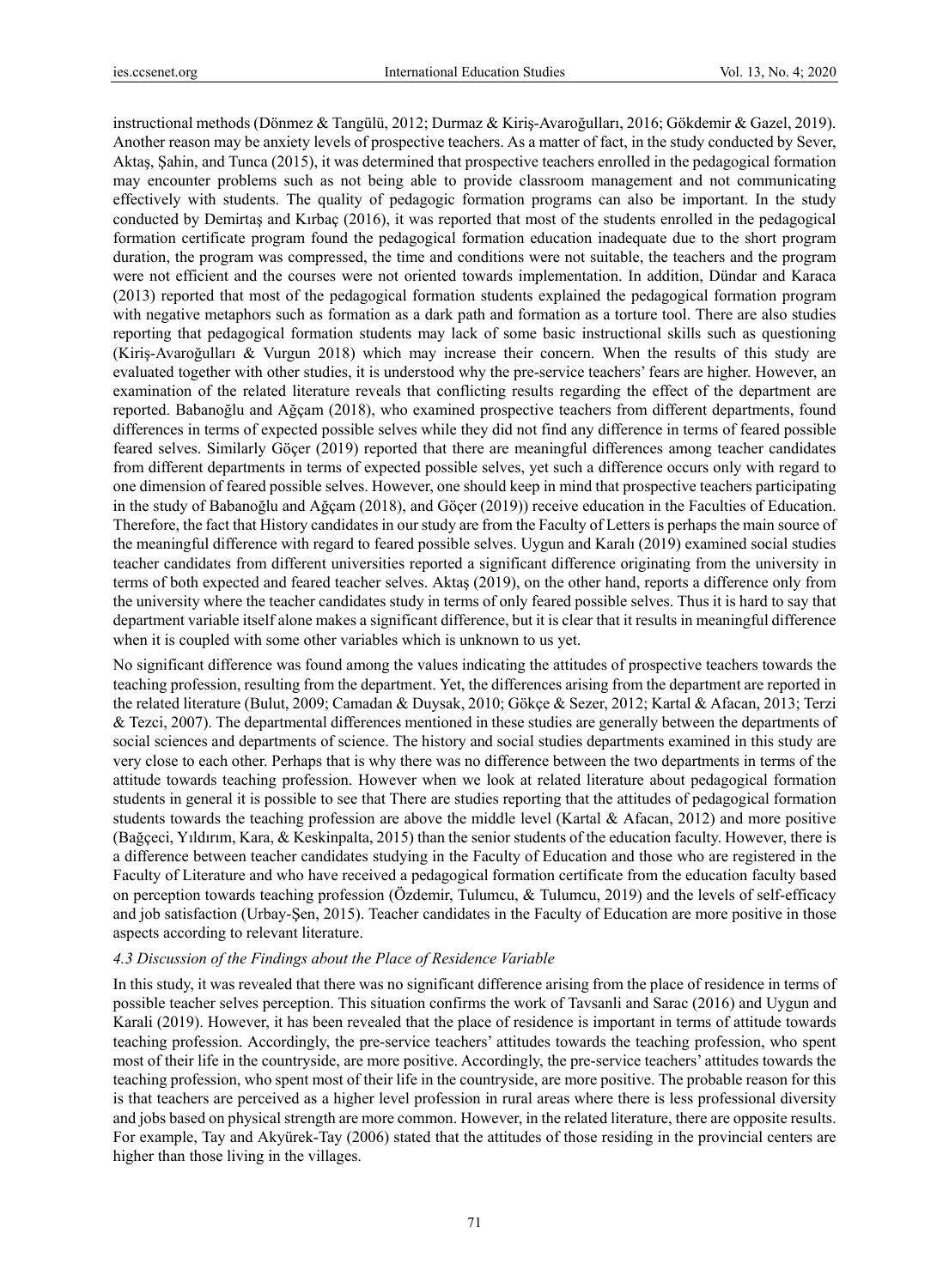instructional methods (Dönmez & Tangülü, 2012; Durmaz & Kiriş-Avaroğulları, 2016; Gökdemir & Gazel, 2019). Another reason may be anxiety levels of prospective teachers. As a matter of fact, in the study conducted by Sever, Aktaş, Şahin, and Tunca (2015), it was determined that prospective teachers enrolled in the pedagogical formation may encounter problems such as not being able to provide classroom management and not communicating effectively with students. The quality of pedagogic formation programs can also be important. In the study conducted by Demirtaş and Kırbaç (2016), it was reported that most of the students enrolled in the pedagogical formation certificate program found the pedagogical formation education inadequate due to the short program duration, the program was compressed, the time and conditions were not suitable, the teachers and the program were not efficient and the courses were not oriented towards implementation. In addition, Dündar and Karaca (2013) reported that most of the pedagogical formation students explained the pedagogical formation program with negative metaphors such as formation as a dark path and formation as a torture tool. There are also studies reporting that pedagogical formation students may lack of some basic instructional skills such as questioning (Kiriş-Avaroğulları & Vurgun 2018) which may increase their concern. When the results of this study are evaluated together with other studies, it is understood why the pre-service teachers' fears are higher. However, an examination of the related literature reveals that conflicting results regarding the effect of the department are reported. Babanoğlu and Ağçam (2018), who examined prospective teachers from different departments, found differences in terms of expected possible selves while they did not find any difference in terms of feared possible feared selves. Similarly Göçer (2019) reported that there are meaningful differences among teacher candidates from different departments in terms of expected possible selves, yet such a difference occurs only with regard to one dimension of feared possible selves. However, one should keep in mind that prospective teachers participating in the study of Babanoğlu and Ağçam (2018), and Göçer (2019)) receive education in the Faculties of Education. Therefore, the fact that History candidates in our study are from the Faculty of Letters is perhaps the main source of the meaningful difference with regard to feared possible selves. Uygun and Karalı (2019) examined social studies teacher candidates from different universities reported a significant difference originating from the university in terms of both expected and feared teacher selves. Aktaş (2019), on the other hand, reports a difference only from the university where the teacher candidates study in terms of only feared possible selves. Thus it is hard to say that department variable itself alone makes a significant difference, but it is clear that it results in meaningful difference when it is coupled with some other variables which is unknown to us yet.

No significant difference was found among the values indicating the attitudes of prospective teachers towards the teaching profession, resulting from the department. Yet, the differences arising from the department are reported in the related literature (Bulut, 2009; Camadan & Duysak, 2010; Gökçe & Sezer, 2012; Kartal & Afacan, 2013; Terzi & Tezci, 2007). The departmental differences mentioned in these studies are generally between the departments of social sciences and departments of science. The history and social studies departments examined in this study are very close to each other. Perhaps that is why there was no difference between the two departments in terms of the attitude towards teaching profession. However when we look at related literature about pedagogical formation students in general it is possible to see that There are studies reporting that the attitudes of pedagogical formation students towards the teaching profession are above the middle level (Kartal & Afacan, 2012) and more positive (Bağçeci, Yıldırım, Kara, & Keskinpalta, 2015) than the senior students of the education faculty. However, there is a difference between teacher candidates studying in the Faculty of Education and those who are registered in the Faculty of Literature and who have received a pedagogical formation certificate from the education faculty based on perception towards teaching profession (Özdemir, Tulumcu, & Tulumcu, 2019) and the levels of self-efficacy and job satisfaction (Urbay-Şen, 2015). Teacher candidates in the Faculty of Education are more positive in those aspects according to relevant literature.

#### *4.3 Discussion of the Findings about the Place of Residence Variable*

In this study, it was revealed that there was no significant difference arising from the place of residence in terms of possible teacher selves perception. This situation confirms the work of Tavsanli and Sarac (2016) and Uygun and Karali (2019). However, it has been revealed that the place of residence is important in terms of attitude towards teaching profession. Accordingly, the pre-service teachers' attitudes towards the teaching profession, who spent most of their life in the countryside, are more positive. Accordingly, the pre-service teachers' attitudes towards the teaching profession, who spent most of their life in the countryside, are more positive. The probable reason for this is that teachers are perceived as a higher level profession in rural areas where there is less professional diversity and jobs based on physical strength are more common. However, in the related literature, there are opposite results. For example, Tay and Akyürek-Tay (2006) stated that the attitudes of those residing in the provincial centers are higher than those living in the villages.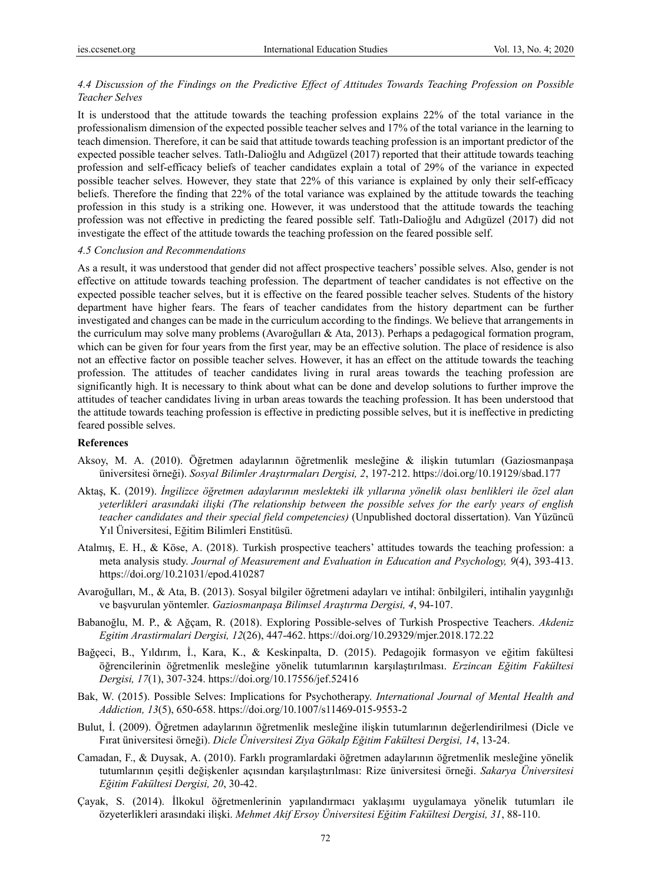### *4.4 Discussion of the Findings on the Predictive Effect of Attitudes Towards Teaching Profession on Possible Teacher Selves*

It is understood that the attitude towards the teaching profession explains 22% of the total variance in the professionalism dimension of the expected possible teacher selves and 17% of the total variance in the learning to teach dimension. Therefore, it can be said that attitude towards teaching profession is an important predictor of the expected possible teacher selves. Tatlı-Dalioğlu and Adıgüzel (2017) reported that their attitude towards teaching profession and self-efficacy beliefs of teacher candidates explain a total of 29% of the variance in expected possible teacher selves. However, they state that 22% of this variance is explained by only their self-efficacy beliefs. Therefore the finding that 22% of the total variance was explained by the attitude towards the teaching profession in this study is a striking one. However, it was understood that the attitude towards the teaching profession was not effective in predicting the feared possible self. Tatlı-Dalioğlu and Adıgüzel (2017) did not investigate the effect of the attitude towards the teaching profession on the feared possible self.

### *4.5 Conclusion and Recommendations*

As a result, it was understood that gender did not affect prospective teachers' possible selves. Also, gender is not effective on attitude towards teaching profession. The department of teacher candidates is not effective on the expected possible teacher selves, but it is effective on the feared possible teacher selves. Students of the history department have higher fears. The fears of teacher candidates from the history department can be further investigated and changes can be made in the curriculum according to the findings. We believe that arrangements in the curriculum may solve many problems (Avaroğulları & Ata, 2013). Perhaps a pedagogical formation program, which can be given for four years from the first year, may be an effective solution. The place of residence is also not an effective factor on possible teacher selves. However, it has an effect on the attitude towards the teaching profession. The attitudes of teacher candidates living in rural areas towards the teaching profession are significantly high. It is necessary to think about what can be done and develop solutions to further improve the attitudes of teacher candidates living in urban areas towards the teaching profession. It has been understood that the attitude towards teaching profession is effective in predicting possible selves, but it is ineffective in predicting feared possible selves.

## References

Aksoy, M. A. (2010). Öğretmen adaylarının öğretmenlik mesleğine & ilişkin tutumları (Gaziosmanpaşa üniversitesi örneği). *Sosyal Bilimler Araştırmaları Dergisi, 2*, 197-212. https://doi.org/10.19129/sbad.177

Aktaş, K. (2019). *İngilizce öğretmen adaylarının meslekteki ilk yıllarına yönelik olası benlikleri ile özel alan yeterlikleri arasındaki ilişki (The relationship between the possible selves for the early years of english teacher candidates and their special field competencies)* (Unpublished doctoral dissertation). Van Yüzüncü Yıl Üniversitesi, Eğitim Bilimleri Enstitüsü.

Atalmış, E. H., & Köse, A. (2018). Turkish prospective teachers' attitudes towards the teaching profession: a meta analysis study. *Journal of Measurement and Evaluation in Education and Psychology, 9*(4), 393-413. https://doi.org/10.21031/epod.410287

Avaroğulları, M., & Ata, B. (2013). Sosyal bilgiler öğretmeni adayları ve intihal: önbilgileri, intihalin yaygınlığı ve başvurulan yöntemler. *Gaziosmanpaşa Bilimsel Araştırma Dergisi, 4*, 94-107.

Babanoğlu, M. P., & Ağçam, R. (2018). Exploring Possible-selves of Turkish Prospective Teachers. *Akdeniz Egitim Arastirmalari Dergisi, 12*(26), 447-462. https://doi.org/10.29329/mjer.2018.172.22

Bağçeci, B., Yıldırım, İ., Kara, K., & Keskinpalta, D. (2015). Pedagojik formasyon ve eğitim fakültesi öğrencilerinin öğretmenlik mesleğine yönelik tutumlarının karşılaştırılması. *Erzincan Eğitim Fakültesi Dergisi, 17*(1), 307-324. https://doi.org/10.17556/jef.52416

Bak, W. (2015). Possible Selves: Implications for Psychotherapy. *International Journal of Mental Health and Addiction, 13*(5), 650-658. https://doi.org/10.1007/s11469-015-9553-2

Bulut, İ. (2009). Öğretmen adaylarının öğretmenlik mesleğine ilişkin tutumlarının değerlendirilmesi (Dicle ve Fırat üniversitesi örneği). *Dicle Üniversitesi Ziya Gökalp Eğitim Fakültesi Dergisi, 14*, 13-24.

Camadan, F., & Duysak, A. (2010). Farklı programlardaki öğretmen adaylarının öğretmenlik mesleğine yönelik tutumlarının çeşitli değişkenler açısından karşılaştırılması: Rize üniversitesi örneği. *Sakarya Üniversitesi Eğitim Fakültesi Dergisi, 20*, 30-42.

Çayak, S. (2014). İlkokul öğretmenlerinin yapılandırmacı yaklaşımı uygulamaya yönelik tutumları ile özyeterlikleri arasındaki ilişki. *Mehmet Akif Ersoy Üniversitesi Eğitim Fakültesi Dergisi, 31*, 88-110.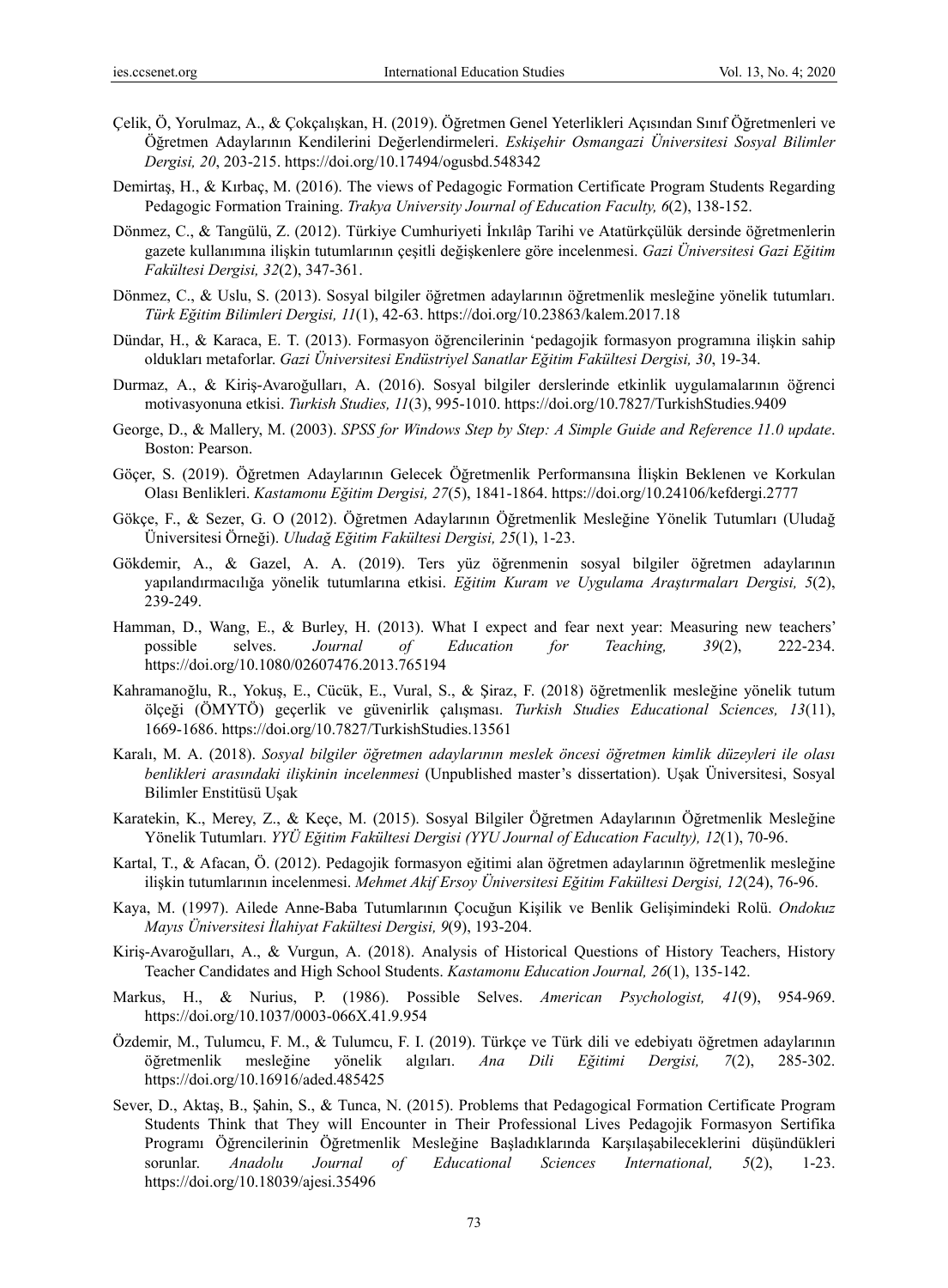Çelik, Ö, Yorulmaz, A., & Çokçalışkan, H. (2019). Öğretmen Genel Yeterlikleri Açısından Sınıf Öğretmenleri ve Öğretmen Adaylarının Kendilerini Değerlendirmeleri. *Eskişehir Osmangazi Üniversitesi Sosyal Bilimler Dergisi, 20*, 203-215. https://doi.org/10.17494/ogusbd.548342

Demirtaş, H., & Kırbaç, M. (2016). The views of Pedagogic Formation Certificate Program Students Regarding Pedagogic Formation Training. *Trakya University Journal of Education Faculty, 6*(2), 138-152.

Dönmez, C., & Tangülü, Z. (2012). Türkiye Cumhuriyeti İnkılâp Tarihi ve Atatürkçülük dersinde öğretmenlerin gazete kullanımına ilişkin tutumlarının çeşitli değişkenlere göre incelenmesi. *Gazi Üniversitesi Gazi Eğitim Fakültesi Dergisi, 32*(2), 347-361.

Dönmez, C., & Uslu, S. (2013). Sosyal bilgiler öğretmen adaylarının öğretmenlik mesleğine yönelik tutumları. *Türk Eğitim Bilimleri Dergisi, 11*(1), 42-63. https://doi.org/10.23863/kalem.2017.18

Dündar, H., & Karaca, E. T. (2013). Formasyon öğrencilerinin 'pedagojik formasyon programına ilişkin sahip oldukları metaforlar. *Gazi Üniversitesi Endüstriyel Sanatlar Eğitim Fakültesi Dergisi, 30*, 19-34.

Durmaz, A., & Kiriş-Avaroğulları, A. (2016). Sosyal bilgiler derslerinde etkinlik uygulamalarının öğrenci motivasyonuna etkisi. *Turkish Studies, 11*(3), 995-1010. https://doi.org/10.7827/TurkishStudies.9409

George, D., & Mallery, M. (2003). *SPSS for Windows Step by Step: A Simple Guide and Reference 11.0 update*. Boston: Pearson.

Göçer, S. (2019). Öğretmen Adaylarının Gelecek Öğretmenlik Performansına İlişkin Beklenen ve Korkulan Olası Benlikleri. *Kastamonu Eğitim Dergisi, 27*(5), 1841-1864. https://doi.org/10.24106/kefdergi.2777

Gökçe, F., & Sezer, G. O (2012). Öğretmen Adaylarının Öğretmenlik Mesleğine Yönelik Tutumları (Uludağ Üniversitesi Örneği). *Uludağ Eğitim Fakültesi Dergisi, 25*(1), 1-23.

Gökdemir, A., & Gazel, A. A. (2019). Ters yüz öğrenmenin sosyal bilgiler öğretmen adaylarının yapılandırmacılığa yönelik tutumlarına etkisi. *Eğitim Kuram ve Uygulama Araştırmaları Dergisi, 5*(2), 239-249.

Hamman, D., Wang, E., & Burley, H. (2013). What I expect and fear next year: Measuring new teachers' possible selves. *Journal of Education for Teaching, 39*(2), 222-234. https://doi.org/10.1080/02607476.2013.765194

Kahramanoğlu, R., Yokuş, E., Cücük, E., Vural, S., & Şiraz, F. (2018) öğretmenlik mesleğine yönelik tutum ölçeği (ÖMYTÖ) geçerlik ve güvenirlik çalışması. *Turkish Studies Educational Sciences, 13*(11), 1669-1686. https://doi.org/10.7827/TurkishStudies.13561

Karalı, M. A. (2018). *Sosyal bilgiler öğretmen adaylarının meslek öncesi öğretmen kimlik düzeyleri ile olası benlikleri arasındaki ilişkinin incelenmesi* (Unpublished master's dissertation). Uşak Üniversitesi, Sosyal Bilimler Enstitüsü Uşak

Karatekin, K., Merey, Z., & Keçe, M. (2015). Sosyal Bilgiler Öğretmen Adaylarının Öğretmenlik Mesleğine Yönelik Tutumları. *YYÜ Eğitim Fakültesi Dergisi (YYU Journal of Education Faculty), 12*(1), 70-96.

Kartal, T., & Afacan, Ö. (2012). Pedagojik formasyon eğitimi alan öğretmen adaylarının öğretmenlik mesleğine ilişkin tutumlarının incelenmesi. *Mehmet Akif Ersoy Üniversitesi Eğitim Fakültesi Dergisi, 12*(24), 76-96.

Kaya, M. (1997). Ailede Anne-Baba Tutumlarının Çocuğun Kişilik ve Benlik Gelişimindeki Rolü. *Ondokuz Mayıs Üniversitesi İlahiyat Fakültesi Dergisi, 9*(9), 193-204.

Kiriş-Avaroğulları, A., & Vurgun, A. (2018). Analysis of Historical Questions of History Teachers, History Teacher Candidates and High School Students. *Kastamonu Education Journal, 26*(1), 135-142.

Markus, H., & Nurius, P. (1986). Possible Selves. *American Psychologist, 41*(9), 954-969. https://doi.org/10.1037/0003-066X.41.9.954

Özdemir, M., Tulumcu, F. M., & Tulumcu, F. I. (2019). Türkçe ve Türk dili ve edebiyatı öğretmen adaylarının öğretmenlik mesleğine yönelik algıları. *Ana Dili Eğitimi Dergisi, 7*(2), 285-302. https://doi.org/10.16916/aded.485425

Sever, D., Aktaş, B., Şahin, S., & Tunca, N. (2015). Problems that Pedagogical Formation Certificate Program Students Think that They will Encounter in Their Professional Lives Pedagojik Formasyon Sertifika Programı Öğrencilerinin Öğretmenlik Mesleğine Başladıklarında Karşılaşabileceklerini düşündükleri sorunlar. *Anadolu Journal of Educational Sciences International, 5*(2), 1-23. https://doi.org/10.18039/ajesi.35496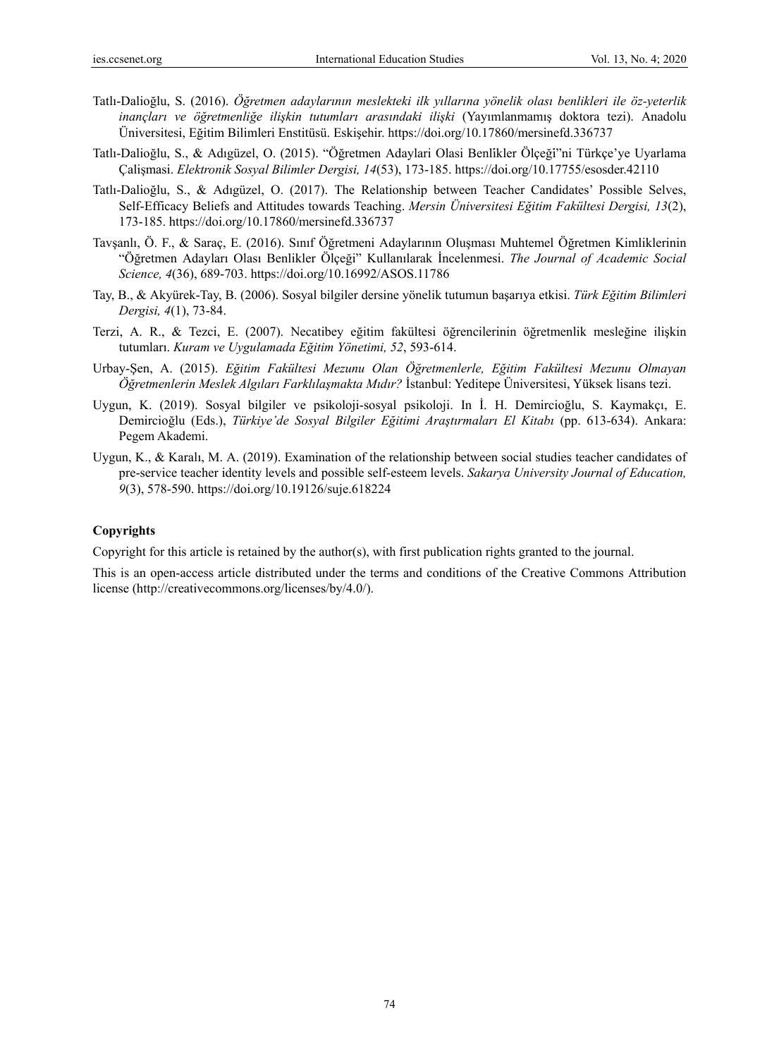Tatlı-Dalioğlu, S. (2016). *Öğretmen adaylarının meslekteki ilk yıllarına yönelik olası benlikleri ile öz-yeterlik inançları ve öğretmenliğe ilişkin tutumları arasındaki ilişki* (Yayımlanmamış doktora tezi). Anadolu Üniversitesi, Eğitim Bilimleri Enstitüsü. Eskişehir. https://doi.org/10.17860/mersinefd.336737

Tatlı-Dalioğlu, S., & Adıgüzel, O. (2015). "Öğretmen Adaylari Olasi Benlikler Ölçeği"ni Türkçe'ye Uyarlama Çalişmasi. *Elektronik Sosyal Bilimler Dergisi, 14*(53), 173-185. https://doi.org/10.17755/esosder.42110

Tatlı-Dalioğlu, S., & Adıgüzel, O. (2017). The Relationship between Teacher Candidates' Possible Selves, Self-Efficacy Beliefs and Attitudes towards Teaching. *Mersin Üniversitesi Eğitim Fakültesi Dergisi, 13*(2), 173-185. https://doi.org/10.17860/mersinefd.336737

Tavşanlı, Ö. F., & Saraç, E. (2016). Sınıf Öğretmeni Adaylarının Oluşması Muhtemel Öğretmen Kimliklerinin "Öğretmen Adayları Olası Benlikler Ölçeği" Kullanılarak İncelenmesi. *The Journal of Academic Social Science, 4*(36), 689-703. https://doi.org/10.16992/ASOS.11786

Tay, B., & Akyürek-Tay, B. (2006). Sosyal bilgiler dersine yönelik tutumun başarıya etkisi. *Türk Eğitim Bilimleri Dergisi, 4*(1), 73-84.

Terzi, A. R., & Tezci, E. (2007). Necatibey eğitim fakültesi öğrencilerinin öğretmenlik mesleğine ilişkin tutumları. *Kuram ve Uygulamada Eğitim Yönetimi, 52*, 593-614.

Urbay-Şen, A. (2015). *Eğitim Fakültesi Mezunu Olan Öğretmenlerle, Eğitim Fakültesi Mezunu Olmayan Öğretmenlerin Meslek Algıları Farklılaşmakta Mıdır?* İstanbul: Yeditepe Üniversitesi, Yüksek lisans tezi.

Uygun, K. (2019). Sosyal bilgiler ve psikoloji-sosyal psikoloji. In İ. H. Demircioğlu, S. Kaymakçı, E. Demircioğlu (Eds.), *Türkiye'de Sosyal Bilgiler Eğitimi Araştırmaları El Kitabı* (pp. 613-634). Ankara: Pegem Akademi.

Uygun, K., & Karalı, M. A. (2019). Examination of the relationship between social studies teacher candidates of pre-service teacher identity levels and possible self-esteem levels. *Sakarya University Journal of Education, 9*(3), 578-590. https://doi.org/10.19126/suje.618224

**Copyrights**

Copyright for this article is retained by the author(s), with first publication rights granted to the journal.

This is an open-access article distributed under the terms and conditions of the Creative Commons Attribution license (http://creativecommons.org/licenses/by/4.0/).